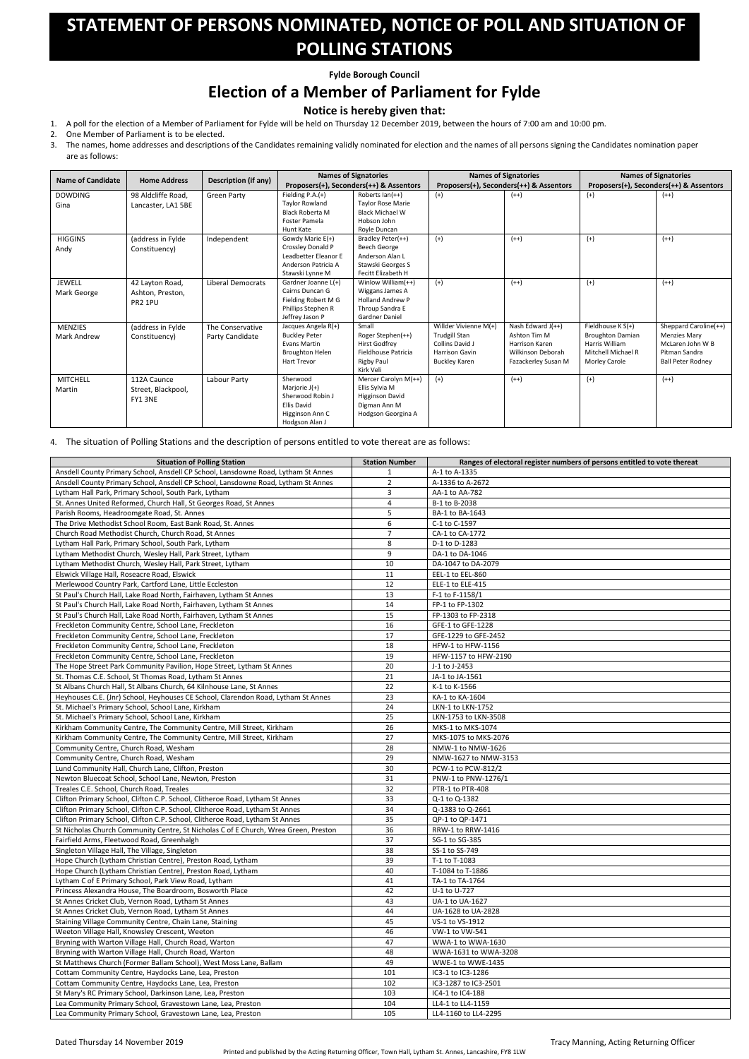# STATEMENT OF PERSONS NOMINATED, NOTICE OF POLL AND SITUATION OF POLLING STATIONS

**Fylde Borough Council**

## Election of a Member of Parliament for Fylde

### Notice is hereby given that:

1. A poll for the election of a Member of Parliament for Fylde will be held on Thursday 12 December 2019, between the hours of 7:00 am and 10:00 pm.
2. One Member of Parliament is to be elected.
3. The names, home addresses and descriptions of the Candidates remaining validly nominated for election and the names of all persons signing the Candidates nomination paper are as follows:

| Name of Candidate | Home Address | Description (if any) | Names of Signatories Proposers(+), Seconders(++) & Assentors | | Names of Signatories Proposers(+), Seconders(++) & Assentors | | Names of Signatories Proposers(+), Seconders(++) & Assentors | |
|---|---|---|---|---|---|---|---|---|
| DOWDING Gina | 98 Aldcliffe Road, Lancaster, LA1 5BE | Green Party | Fielding P.A.(+)<br>Taylor Rowland<br>Black Roberta M<br>Foster Pamela<br>Hunt Kate | Roberts Ian(++)<br>Taylor Rose Marie<br>Black Michael W<br>Hobson John<br>Royle Duncan | (+) | (++) | (+) | (++) |
| HIGGINS Andy | (address in Fylde Constituency) | Independent | Gowdy Marie E(+)<br>Crossley Donald P<br>Leadbetter Eleanor E<br>Anderson Patricia A<br>Stawski Lynne M | Bradley Peter(++)<br>Beech George<br>Anderson Alan L<br>Stawski Georges S<br>Fecitt Elizabeth H | (+) | (++) | (+) | (++) |
| JEWELL Mark George | 42 Layton Road, Ashton, Preston, PR2 1PU | Liberal Democrats | Gardner Joanne L(+)<br>Cairns Duncan G<br>Fielding Robert M G<br>Phillips Stephen R<br>Jeffrey Jason P | Winlow William(++)<br>Wiggans James A<br>Holland Andrew P<br>Throup Sandra E<br>Gardner Daniel | (+) | (++) | (+) | (++) |
| MENZIES Mark Andrew | (address in Fylde Constituency) | The Conservative Party Candidate | Jacques Angela R(+)<br>Buckley Peter<br>Evans Martin<br>Broughton Helen<br>Hart Trevor | Small<br>Roger Stephen(++)<br>Hirst Godfrey<br>Fieldhouse Patricia<br>Rigby Paul<br>Kirk Veli | Willder Vivienne M(+)<br>Trudgill Stan<br>Collins David J<br>Harrison Gavin<br>Buckley Karen | Nash Edward J(++)<br>Ashton Tim M<br>Harrison Karen<br>Wilkinson Deborah<br>Fazackerley Susan M | Fieldhouse K S(+)<br>Broughton Damian<br>Harris William<br>Mitchell Michael R<br>Morley Carole | Sheppard Caroline(++)<br>Menzies Mary<br>McLaren John W B<br>Pitman Sandra<br>Ball Peter Rodney |
| MITCHELL Martin | 112A Caunce Street, Blackpool, FY1 3NE | Labour Party | Sherwood Marjorie J(+)<br>Sherwood Robin J<br>Ellis David<br>Higginson Ann C<br>Hodgson Alan J | Mercer Carolyn M(++)<br>Ellis Sylvia M<br>Higginson David<br>Digman Ann M<br>Hodgson Georgina A | (+) | (++) | (+) | (++) |

4. The situation of Polling Stations and the description of persons entitled to vote thereat are as follows:

| Situation of Polling Station | Station Number | Ranges of electoral register numbers of persons entitled to vote thereat |
|---|---|---|
| Ansdell County Primary School, Ansdell CP School, Lansdowne Road, Lytham St Annes | 1 | A-1 to A-1335 |
| Ansdell County Primary School, Ansdell CP School, Lansdowne Road, Lytham St Annes | 2 | A-1336 to A-2672 |
| Lytham Hall Park, Primary School, South Park, Lytham | 3 | AA-1 to AA-782 |
| St. Annes United Reformed, Church Hall, St Georges Road, St Annes | 4 | B-1 to B-2038 |
| Parish Rooms, Headroomgate Road, St. Annes | 5 | BA-1 to BA-1643 |
| The Drive Methodist School Room, East Bank Road, St. Annes | 6 | C-1 to C-1597 |
| Church Road Methodist Church, Church Road, St Annes | 7 | CA-1 to CA-1772 |
| Lytham Hall Park, Primary School, South Park, Lytham | 8 | D-1 to D-1283 |
| Lytham Methodist Church, Wesley Hall, Park Street, Lytham | 9 | DA-1 to DA-1046 |
| Lytham Methodist Church, Wesley Hall, Park Street, Lytham | 10 | DA-1047 to DA-2079 |
| Elswick Village Hall, Roseacre Road, Elswick | 11 | EEL-1 to EEL-860 |
| Merlewood Country Park, Cartford Lane, Little Eccleston | 12 | ELE-1 to ELE-415 |
| St Paul's Church Hall, Lake Road North, Fairhaven, Lytham St Annes | 13 | F-1 to F-1158/1 |
| St Paul's Church Hall, Lake Road North, Fairhaven, Lytham St Annes | 14 | FP-1 to FP-1302 |
| St Paul's Church Hall, Lake Road North, Fairhaven, Lytham St Annes | 15 | FP-1303 to FP-2318 |
| Freckleton Community Centre, School Lane, Freckleton | 16 | GFE-1 to GFE-1228 |
| Freckleton Community Centre, School Lane, Freckleton | 17 | GFE-1229 to GFE-2452 |
| Freckleton Community Centre, School Lane, Freckleton | 18 | HFW-1 to HFW-1156 |
| Freckleton Community Centre, School Lane, Freckleton | 19 | HFW-1157 to HFW-2190 |
| The Hope Street Park Community Pavilion, Hope Street, Lytham St Annes | 20 | J-1 to J-2453 |
| St. Thomas C.E. School, St Thomas Road, Lytham St Annes | 21 | JA-1 to JA-1561 |
| St Albans Church Hall, St Albans Church, 64 Kilnhouse Lane, St Annes | 22 | K-1 to K-1566 |
| Heyhouses C.E. (Jnr) School, Heyhouses CE School, Clarendon Road, Lytham St Annes | 23 | KA-1 to KA-1604 |
| St. Michael's Primary School, School Lane, Kirkham | 24 | LKN-1 to LKN-1752 |
| St. Michael's Primary School, School Lane, Kirkham | 25 | LKN-1753 to LKN-3508 |
| Kirkham Community Centre, The Community Centre, Mill Street, Kirkham | 26 | MKS-1 to MKS-1074 |
| Kirkham Community Centre, The Community Centre, Mill Street, Kirkham | 27 | MKS-1075 to MKS-2076 |
| Community Centre, Church Road, Wesham | 28 | NMW-1 to NMW-1626 |
| Community Centre, Church Road, Wesham | 29 | NMW-1627 to NMW-3153 |
| Lund Community Hall, Church Lane, Clifton, Preston | 30 | PCW-1 to PCW-812/2 |
| Newton Bluecoat School, School Lane, Newton, Preston | 31 | PNW-1 to PNW-1276/1 |
| Treales C.E. School, Church Road, Treales | 32 | PTR-1 to PTR-408 |
| Clifton Primary School, Clifton C.P. School, Clitheroe Road, Lytham St Annes | 33 | Q-1 to Q-1382 |
| Clifton Primary School, Clifton C.P. School, Clitheroe Road, Lytham St Annes | 34 | Q-1383 to Q-2661 |
| Clifton Primary School, Clifton C.P. School, Clitheroe Road, Lytham St Annes | 35 | QP-1 to QP-1471 |
| St Nicholas Church Community Centre, St Nicholas C of E Church, Wrea Green, Preston | 36 | RRW-1 to RRW-1416 |
| Fairfield Arms, Fleetwood Road, Greenhalgh | 37 | SG-1 to SG-385 |
| Singleton Village Hall, The Village, Singleton | 38 | SS-1 to SS-749 |
| Hope Church (Lytham Christian Centre), Preston Road, Lytham | 39 | T-1 to T-1083 |
| Hope Church (Lytham Christian Centre), Preston Road, Lytham | 40 | T-1084 to T-1886 |
| Lytham C of E Primary School, Park View Road, Lytham | 41 | TA-1 to TA-1764 |
| Princess Alexandra House, The Boardroom, Bosworth Place | 42 | U-1 to U-727 |
| St Annes Cricket Club, Vernon Road, Lytham St Annes | 43 | UA-1 to UA-1627 |
| St Annes Cricket Club, Vernon Road, Lytham St Annes | 44 | UA-1628 to UA-2828 |
| Staining Village Community Centre, Chain Lane, Staining | 45 | VS-1 to VS-1912 |
| Weeton Village Hall, Knowsley Crescent, Weeton | 46 | VW-1 to VW-541 |
| Bryning with Warton Village Hall, Church Road, Warton | 47 | WWA-1 to WWA-1630 |
| Bryning with Warton Village Hall, Church Road, Warton | 48 | WWA-1631 to WWA-3208 |
| St Matthews Church (Former Ballam School), West Moss Lane, Ballam | 49 | WWE-1 to WWE-1435 |
| Cottam Community Centre, Haydocks Lane, Lea, Preston | 101 | IC3-1 to IC3-1286 |
| Cottam Community Centre, Haydocks Lane, Lea, Preston | 102 | IC3-1287 to IC3-2501 |
| St Mary's RC Primary School, Darkinson Lane, Lea, Preston | 103 | IC4-1 to IC4-188 |
| Lea Community Primary School, Gravestown Lane, Lea, Preston | 104 | LL4-1 to LL4-1159 |
| Lea Community Primary School, Gravestown Lane, Lea, Preston | 105 | LL4-1160 to LL4-2295 |

Dated Thursday 14 November 2019

Tracy Manning, Acting Returning Officer

Printed and published by the Acting Returning Officer, Town Hall, Lytham St. Annes, Lancashire, FY8 1LW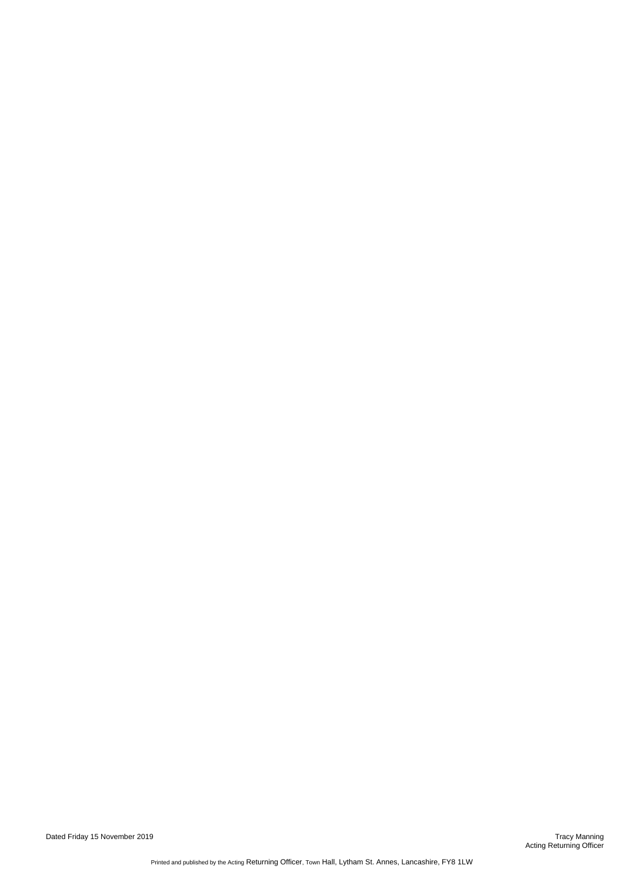Dated Friday 15 November 2019

Tracy Manning
Acting Returning Officer

Printed and published by the Acting Returning Officer, Town Hall, Lytham St. Annes, Lancashire, FY8 1LW